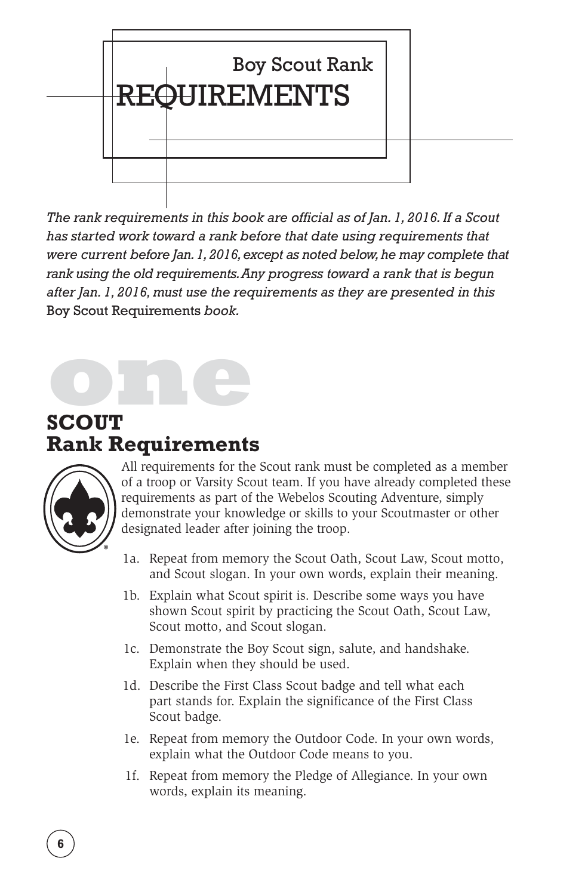# Boy Scout Rank REQUIREMENTS

*The rank requirements in this book are official as of Jan. 1, 2016. If a Scout has started work toward a rank before that date using requirements that were current before Jan. 1, 2016, except as noted below, he may complete that rank using the old requirements. Any progress toward a rank that is begun after Jan. 1, 2016, must use the requirements as they are presented in this* Boy Scout Requirements *book.*

## one

## SCOUT Rank Requirements

All requirements for the Scout rank must be completed as a member of a troop or Varsity Scout team. If you have already completed these requirements as part of the Webelos Scouting Adventure, simply demonstrate your knowledge or skills to your Scoutmaster or other designated leader after joining the troop.

- 1a. Repeat from memory the Scout Oath, Scout Law, Scout motto, and Scout slogan. In your own words, explain their meaning.
- 1b. Explain what Scout spirit is. Describe some ways you have shown Scout spirit by practicing the Scout Oath, Scout Law, Scout motto, and Scout slogan.
- 1c. Demonstrate the Boy Scout sign, salute, and handshake. Explain when they should be used.
- 1d. Describe the First Class Scout badge and tell what each part stands for. Explain the significance of the First Class Scout badge.
- 1e. Repeat from memory the Outdoor Code. In your own words, explain what the Outdoor Code means to you.
- 1f. Repeat from memory the Pledge of Allegiance. In your own words, explain its meaning.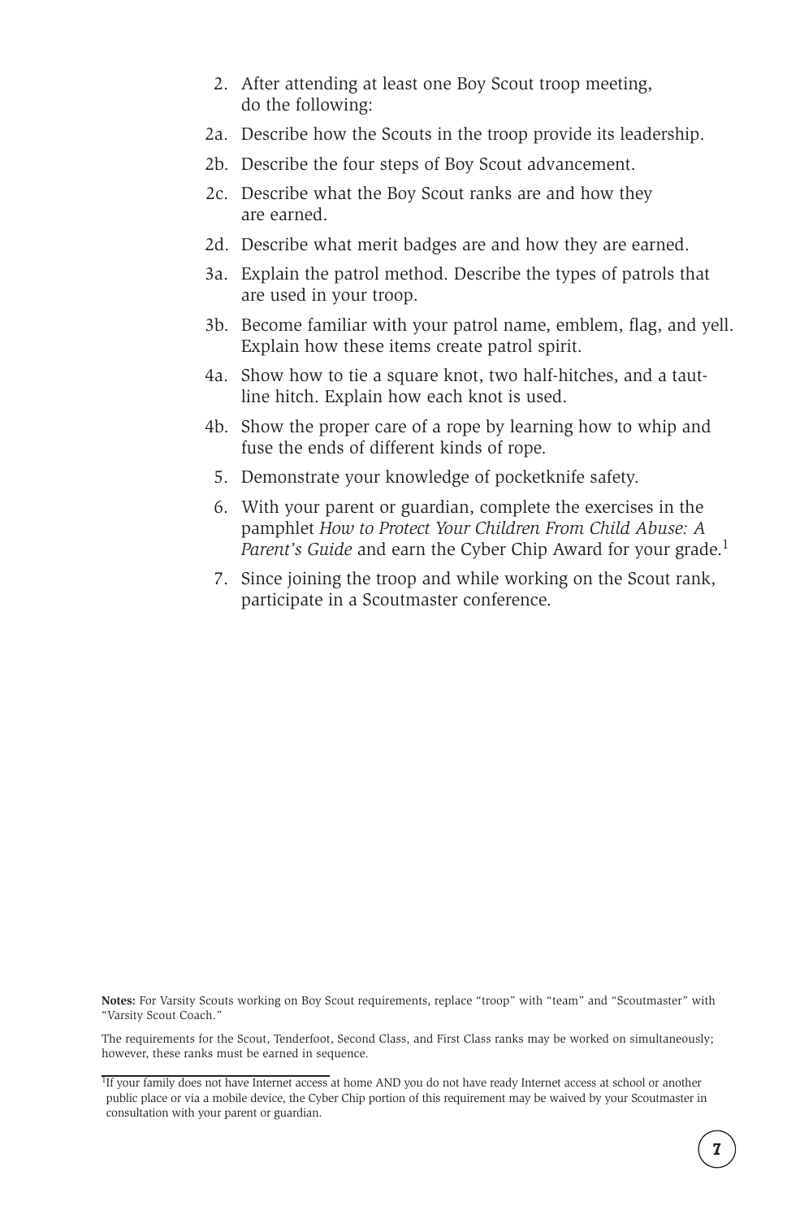2. After attending at least one Boy Scout troop meeting, do the following:

2a. Describe how the Scouts in the troop provide its leadership.

2b. Describe the four steps of Boy Scout advancement.

2c. Describe what the Boy Scout ranks are and how they are earned.

2d. Describe what merit badges are and how they are earned.

3a. Explain the patrol method. Describe the types of patrols that are used in your troop.

3b. Become familiar with your patrol name, emblem, flag, and yell. Explain how these items create patrol spirit.

4a. Show how to tie a square knot, two half-hitches, and a taut-line hitch. Explain how each knot is used.

4b. Show the proper care of a rope by learning how to whip and fuse the ends of different kinds of rope.

5. Demonstrate your knowledge of pocketknife safety.

6. With your parent or guardian, complete the exercises in the pamphlet *How to Protect Your Children From Child Abuse: A Parent's Guide* and earn the Cyber Chip Award for your grade.[1]

7. Since joining the troop and while working on the Scout rank, participate in a Scoutmaster conference.

**Notes:** For Varsity Scouts working on Boy Scout requirements, replace "troop" with "team" and "Scoutmaster" with "Varsity Scout Coach."

The requirements for the Scout, Tenderfoot, Second Class, and First Class ranks may be worked on simultaneously; however, these ranks must be earned in sequence.

[1] If your family does not have Internet access at home AND you do not have ready Internet access at school or another public place or via a mobile device, the Cyber Chip portion of this requirement may be waived by your Scoutmaster in consultation with your parent or guardian.